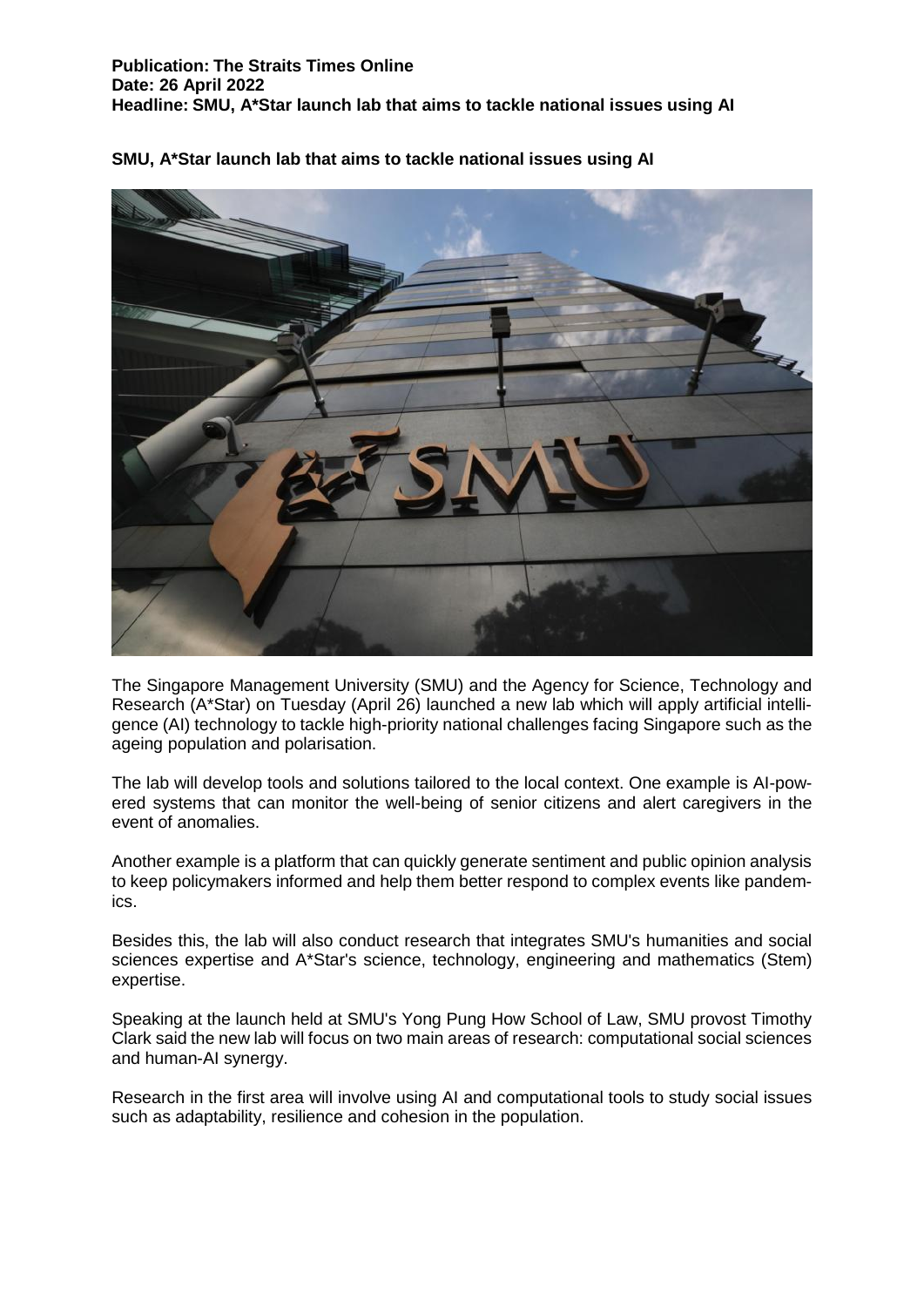**Publication: The Straits Times Online**
**Date: 26 April 2022**
**Headline: SMU, A*Star launch lab that aims to tackle national issues using AI**

# SMU, A*Star launch lab that aims to tackle national issues using AI

The Singapore Management University (SMU) and the Agency for Science, Technology and Research (A*Star) on Tuesday (April 26) launched a new lab which will apply artificial intelligence (AI) technology to tackle high-priority national challenges facing Singapore such as the ageing population and polarisation.

The lab will develop tools and solutions tailored to the local context. One example is AI-powered systems that can monitor the well-being of senior citizens and alert caregivers in the event of anomalies.

Another example is a platform that can quickly generate sentiment and public opinion analysis to keep policymakers informed and help them better respond to complex events like pandemics.

Besides this, the lab will also conduct research that integrates SMU's humanities and social sciences expertise and A*Star's science, technology, engineering and mathematics (Stem) expertise.

Speaking at the launch held at SMU's Yong Pung How School of Law, SMU provost Timothy Clark said the new lab will focus on two main areas of research: computational social sciences and human-AI synergy.

Research in the first area will involve using AI and computational tools to study social issues such as adaptability, resilience and cohesion in the population.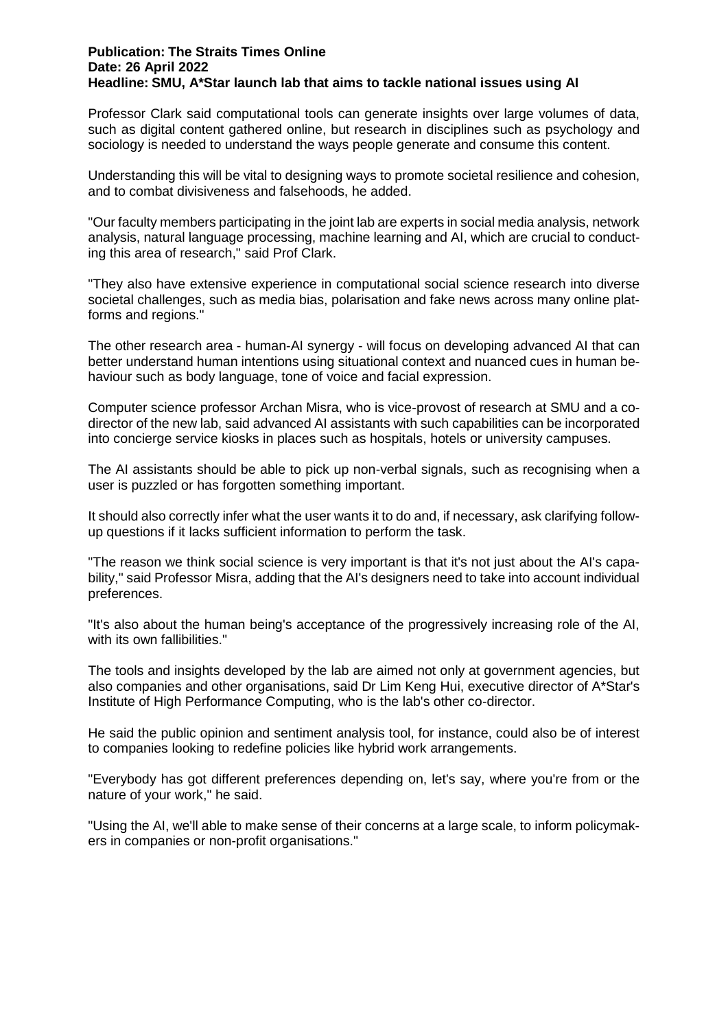**Publication: The Straits Times Online**
**Date: 26 April 2022**
**Headline: SMU, A*Star launch lab that aims to tackle national issues using AI**

Professor Clark said computational tools can generate insights over large volumes of data, such as digital content gathered online, but research in disciplines such as psychology and sociology is needed to understand the ways people generate and consume this content.

Understanding this will be vital to designing ways to promote societal resilience and cohesion, and to combat divisiveness and falsehoods, he added.

"Our faculty members participating in the joint lab are experts in social media analysis, network analysis, natural language processing, machine learning and AI, which are crucial to conducting this area of research," said Prof Clark.

"They also have extensive experience in computational social science research into diverse societal challenges, such as media bias, polarisation and fake news across many online platforms and regions."

The other research area - human-AI synergy - will focus on developing advanced AI that can better understand human intentions using situational context and nuanced cues in human behaviour such as body language, tone of voice and facial expression.

Computer science professor Archan Misra, who is vice-provost of research at SMU and a co-director of the new lab, said advanced AI assistants with such capabilities can be incorporated into concierge service kiosks in places such as hospitals, hotels or university campuses.

The AI assistants should be able to pick up non-verbal signals, such as recognising when a user is puzzled or has forgotten something important.

It should also correctly infer what the user wants it to do and, if necessary, ask clarifying follow-up questions if it lacks sufficient information to perform the task.

"The reason we think social science is very important is that it's not just about the AI's capability," said Professor Misra, adding that the AI's designers need to take into account individual preferences.

"It's also about the human being's acceptance of the progressively increasing role of the AI, with its own fallibilities."

The tools and insights developed by the lab are aimed not only at government agencies, but also companies and other organisations, said Dr Lim Keng Hui, executive director of A*Star's Institute of High Performance Computing, who is the lab's other co-director.

He said the public opinion and sentiment analysis tool, for instance, could also be of interest to companies looking to redefine policies like hybrid work arrangements.

"Everybody has got different preferences depending on, let's say, where you're from or the nature of your work," he said.

"Using the AI, we'll able to make sense of their concerns at a large scale, to inform policymakers in companies or non-profit organisations."